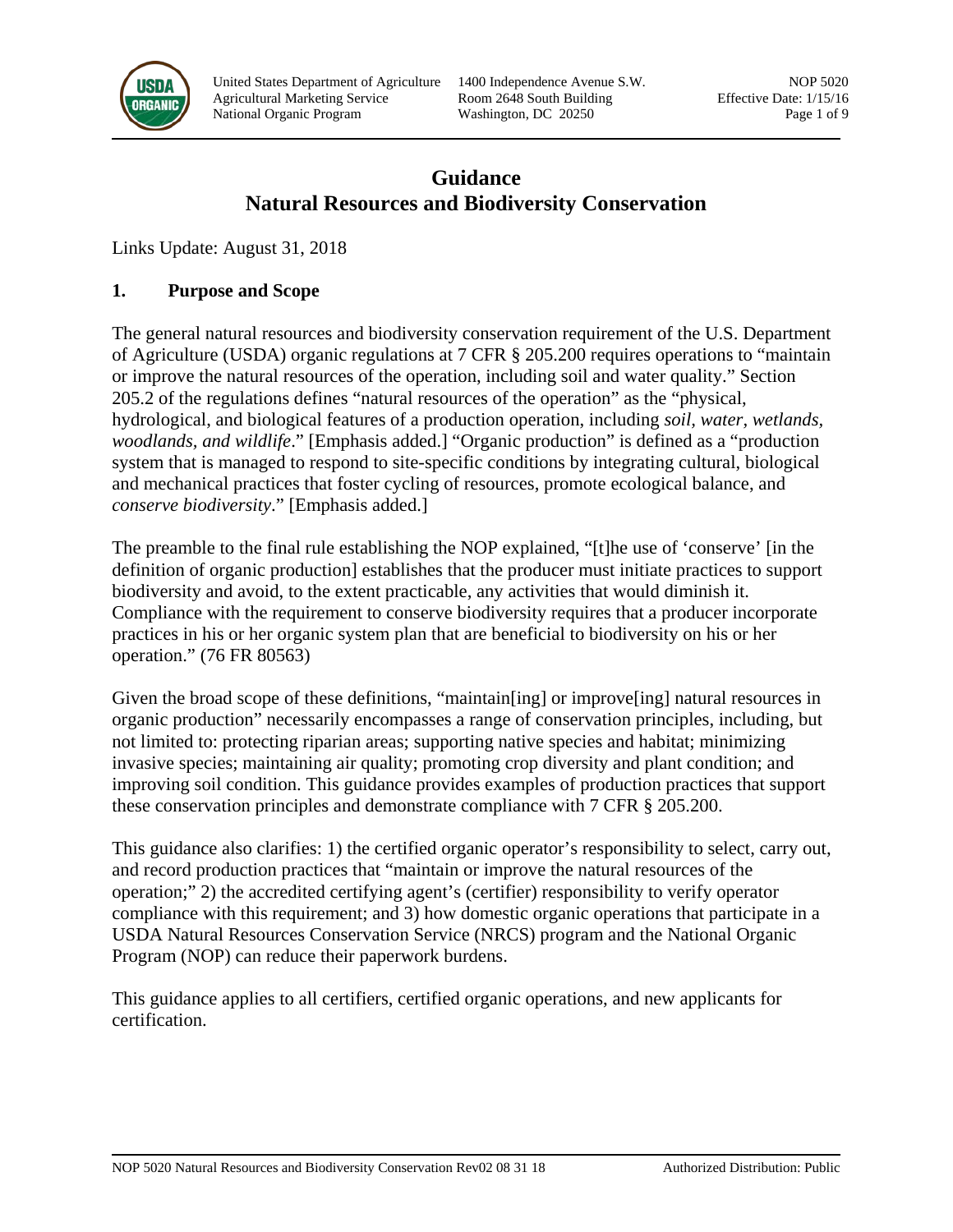# Guidance
# Natural Resources and Biodiversity Conservation

Links Update: August 31, 2018

## 1. Purpose and Scope

The general natural resources and biodiversity conservation requirement of the U.S. Department of Agriculture (USDA) organic regulations at 7 CFR § 205.200 requires operations to "maintain or improve the natural resources of the operation, including soil and water quality." Section 205.2 of the regulations defines "natural resources of the operation" as the "physical, hydrological, and biological features of a production operation, including *soil, water, wetlands, woodlands, and wildlife*." [Emphasis added.] "Organic production" is defined as a "production system that is managed to respond to site-specific conditions by integrating cultural, biological and mechanical practices that foster cycling of resources, promote ecological balance, and *conserve biodiversity*." [Emphasis added.]

The preamble to the final rule establishing the NOP explained, "[t]he use of 'conserve' [in the definition of organic production] establishes that the producer must initiate practices to support biodiversity and avoid, to the extent practicable, any activities that would diminish it. Compliance with the requirement to conserve biodiversity requires that a producer incorporate practices in his or her organic system plan that are beneficial to biodiversity on his or her operation." (76 FR 80563)

Given the broad scope of these definitions, "maintain[ing] or improve[ing] natural resources in organic production" necessarily encompasses a range of conservation principles, including, but not limited to: protecting riparian areas; supporting native species and habitat; minimizing invasive species; maintaining air quality; promoting crop diversity and plant condition; and improving soil condition. This guidance provides examples of production practices that support these conservation principles and demonstrate compliance with 7 CFR § 205.200.

This guidance also clarifies: 1) the certified organic operator's responsibility to select, carry out, and record production practices that "maintain or improve the natural resources of the operation;" 2) the accredited certifying agent's (certifier) responsibility to verify operator compliance with this requirement; and 3) how domestic organic operations that participate in a USDA Natural Resources Conservation Service (NRCS) program and the National Organic Program (NOP) can reduce their paperwork burdens.

This guidance applies to all certifiers, certified organic operations, and new applicants for certification.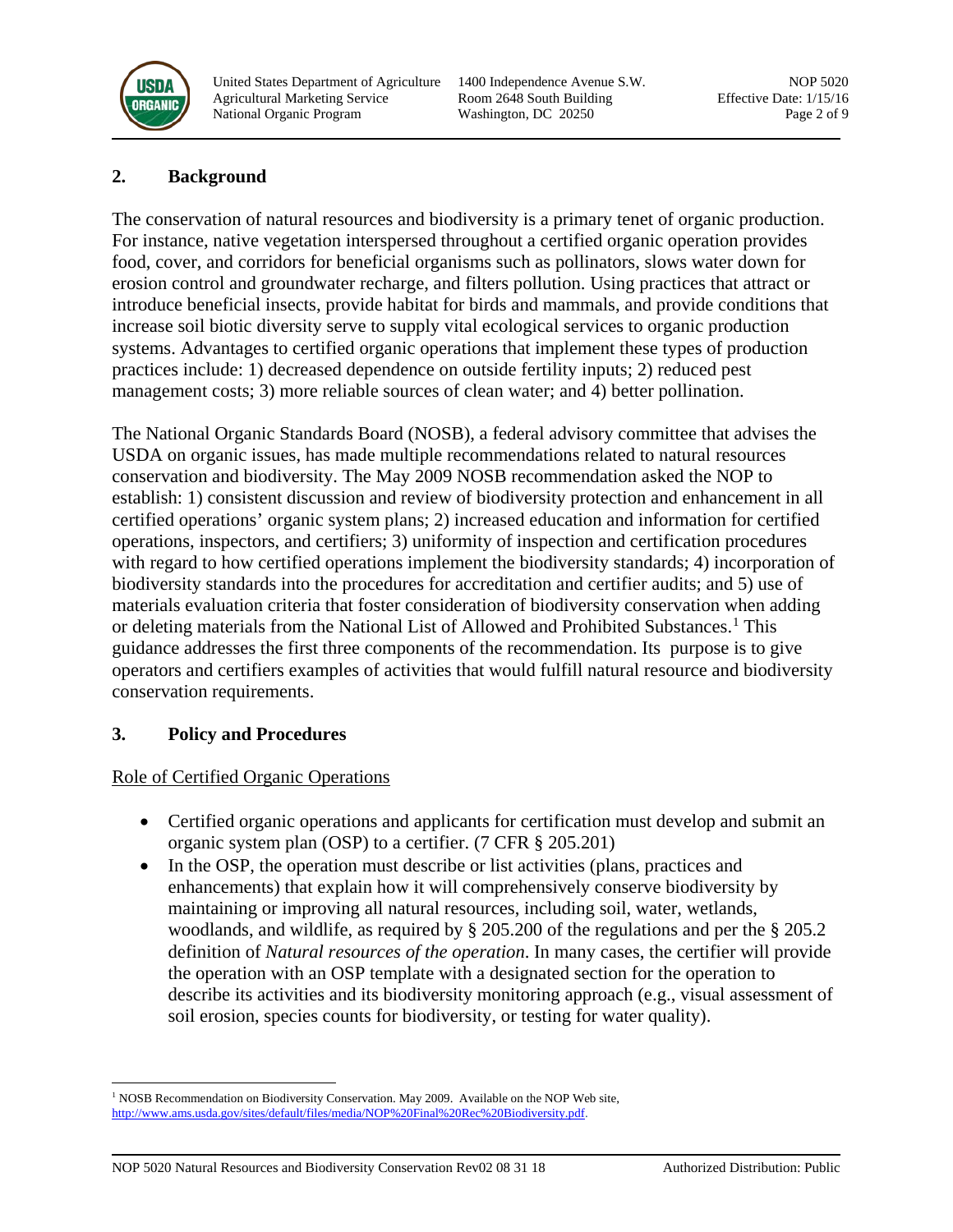## 2. Background

The conservation of natural resources and biodiversity is a primary tenet of organic production. For instance, native vegetation interspersed throughout a certified organic operation provides food, cover, and corridors for beneficial organisms such as pollinators, slows water down for erosion control and groundwater recharge, and filters pollution. Using practices that attract or introduce beneficial insects, provide habitat for birds and mammals, and provide conditions that increase soil biotic diversity serve to supply vital ecological services to organic production systems. Advantages to certified organic operations that implement these types of production practices include: 1) decreased dependence on outside fertility inputs; 2) reduced pest management costs; 3) more reliable sources of clean water; and 4) better pollination.

The National Organic Standards Board (NOSB), a federal advisory committee that advises the USDA on organic issues, has made multiple recommendations related to natural resources conservation and biodiversity. The May 2009 NOSB recommendation asked the NOP to establish: 1) consistent discussion and review of biodiversity protection and enhancement in all certified operations' organic system plans; 2) increased education and information for certified operations, inspectors, and certifiers; 3) uniformity of inspection and certification procedures with regard to how certified operations implement the biodiversity standards; 4) incorporation of biodiversity standards into the procedures for accreditation and certifier audits; and 5) use of materials evaluation criteria that foster consideration of biodiversity conservation when adding or deleting materials from the National List of Allowed and Prohibited Substances.[1] This guidance addresses the first three components of the recommendation. Its purpose is to give operators and certifiers examples of activities that would fulfill natural resource and biodiversity conservation requirements.

## 3. Policy and Procedures

Role of Certified Organic Operations

- Certified organic operations and applicants for certification must develop and submit an organic system plan (OSP) to a certifier. (7 CFR § 205.201)
- In the OSP, the operation must describe or list activities (plans, practices and enhancements) that explain how it will comprehensively conserve biodiversity by maintaining or improving all natural resources, including soil, water, wetlands, woodlands, and wildlife, as required by § 205.200 of the regulations and per the § 205.2 definition of *Natural resources of the operation*. In many cases, the certifier will provide the operation with an OSP template with a designated section for the operation to describe its activities and its biodiversity monitoring approach (e.g., visual assessment of soil erosion, species counts for biodiversity, or testing for water quality).

[1] NOSB Recommendation on Biodiversity Conservation. May 2009. Available on the NOP Web site, http://www.ams.usda.gov/sites/default/files/media/NOP%20Final%20Rec%20Biodiversity.pdf.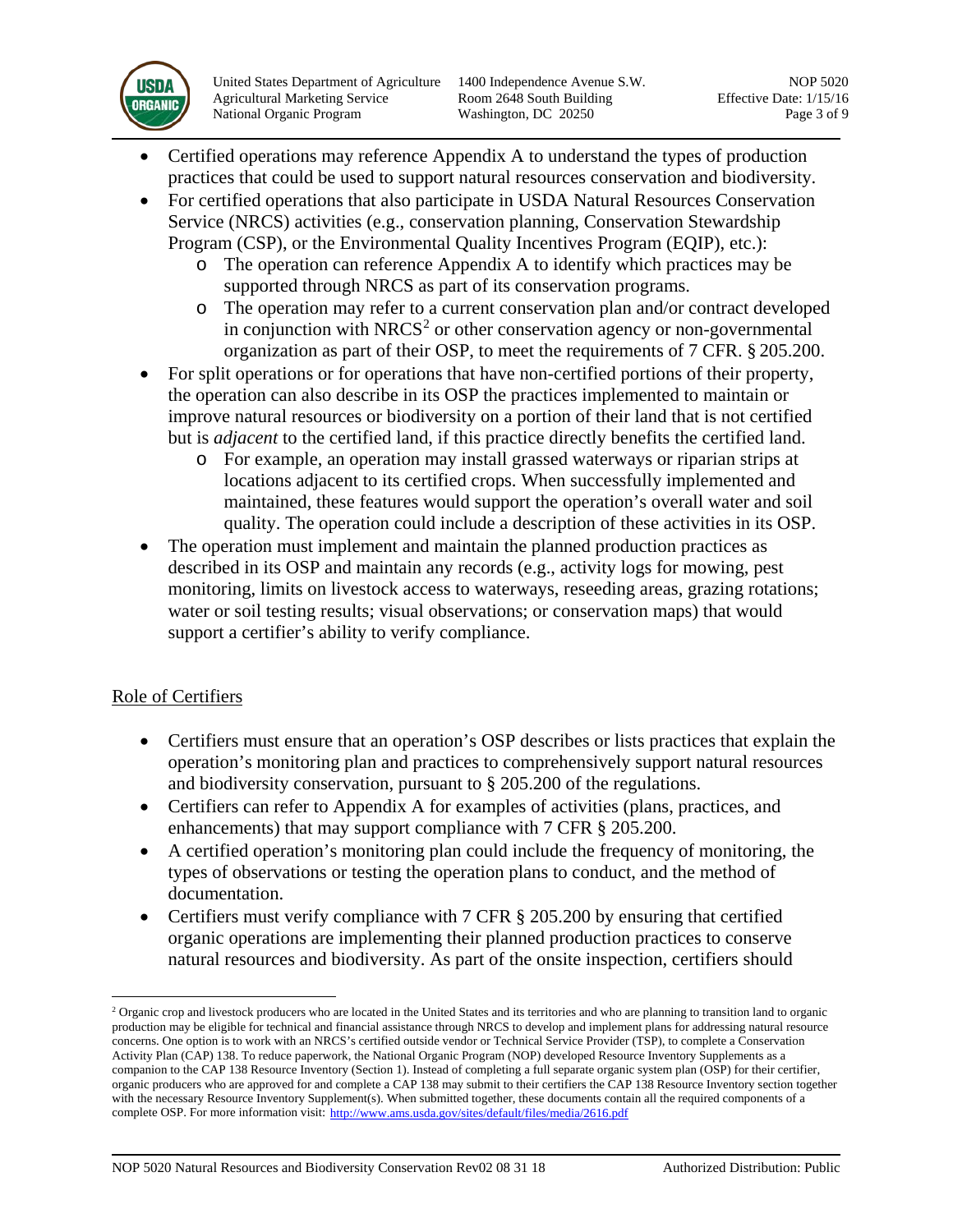- Certified operations may reference Appendix A to understand the types of production practices that could be used to support natural resources conservation and biodiversity.
- For certified operations that also participate in USDA Natural Resources Conservation Service (NRCS) activities (e.g., conservation planning, Conservation Stewardship Program (CSP), or the Environmental Quality Incentives Program (EQIP), etc.):
  - The operation can reference Appendix A to identify which practices may be supported through NRCS as part of its conservation programs.
  - The operation may refer to a current conservation plan and/or contract developed in conjunction with NRCS[2] or other conservation agency or non-governmental organization as part of their OSP, to meet the requirements of 7 CFR. § 205.200.
- For split operations or for operations that have non-certified portions of their property, the operation can also describe in its OSP the practices implemented to maintain or improve natural resources or biodiversity on a portion of their land that is not certified but is *adjacent* to the certified land, if this practice directly benefits the certified land.
  - For example, an operation may install grassed waterways or riparian strips at locations adjacent to its certified crops. When successfully implemented and maintained, these features would support the operation's overall water and soil quality. The operation could include a description of these activities in its OSP.
- The operation must implement and maintain the planned production practices as described in its OSP and maintain any records (e.g., activity logs for mowing, pest monitoring, limits on livestock access to waterways, reseeding areas, grazing rotations; water or soil testing results; visual observations; or conservation maps) that would support a certifier's ability to verify compliance.

## Role of Certifiers

- Certifiers must ensure that an operation's OSP describes or lists practices that explain the operation's monitoring plan and practices to comprehensively support natural resources and biodiversity conservation, pursuant to § 205.200 of the regulations.
- Certifiers can refer to Appendix A for examples of activities (plans, practices, and enhancements) that may support compliance with 7 CFR § 205.200.
- A certified operation's monitoring plan could include the frequency of monitoring, the types of observations or testing the operation plans to conduct, and the method of documentation.
- Certifiers must verify compliance with 7 CFR § 205.200 by ensuring that certified organic operations are implementing their planned production practices to conserve natural resources and biodiversity. As part of the onsite inspection, certifiers should

---

[2] Organic crop and livestock producers who are located in the United States and its territories and who are planning to transition land to organic production may be eligible for technical and financial assistance through NRCS to develop and implement plans for addressing natural resource concerns. One option is to work with an NRCS's certified outside vendor or Technical Service Provider (TSP), to complete a Conservation Activity Plan (CAP) 138. To reduce paperwork, the National Organic Program (NOP) developed Resource Inventory Supplements as a companion to the CAP 138 Resource Inventory (Section 1). Instead of completing a full separate organic system plan (OSP) for their certifier, organic producers who are approved for and complete a CAP 138 may submit to their certifiers the CAP 138 Resource Inventory section together with the necessary Resource Inventory Supplement(s). When submitted together, these documents contain all the required components of a complete OSP. For more information visit: http://www.ams.usda.gov/sites/default/files/media/2616.pdf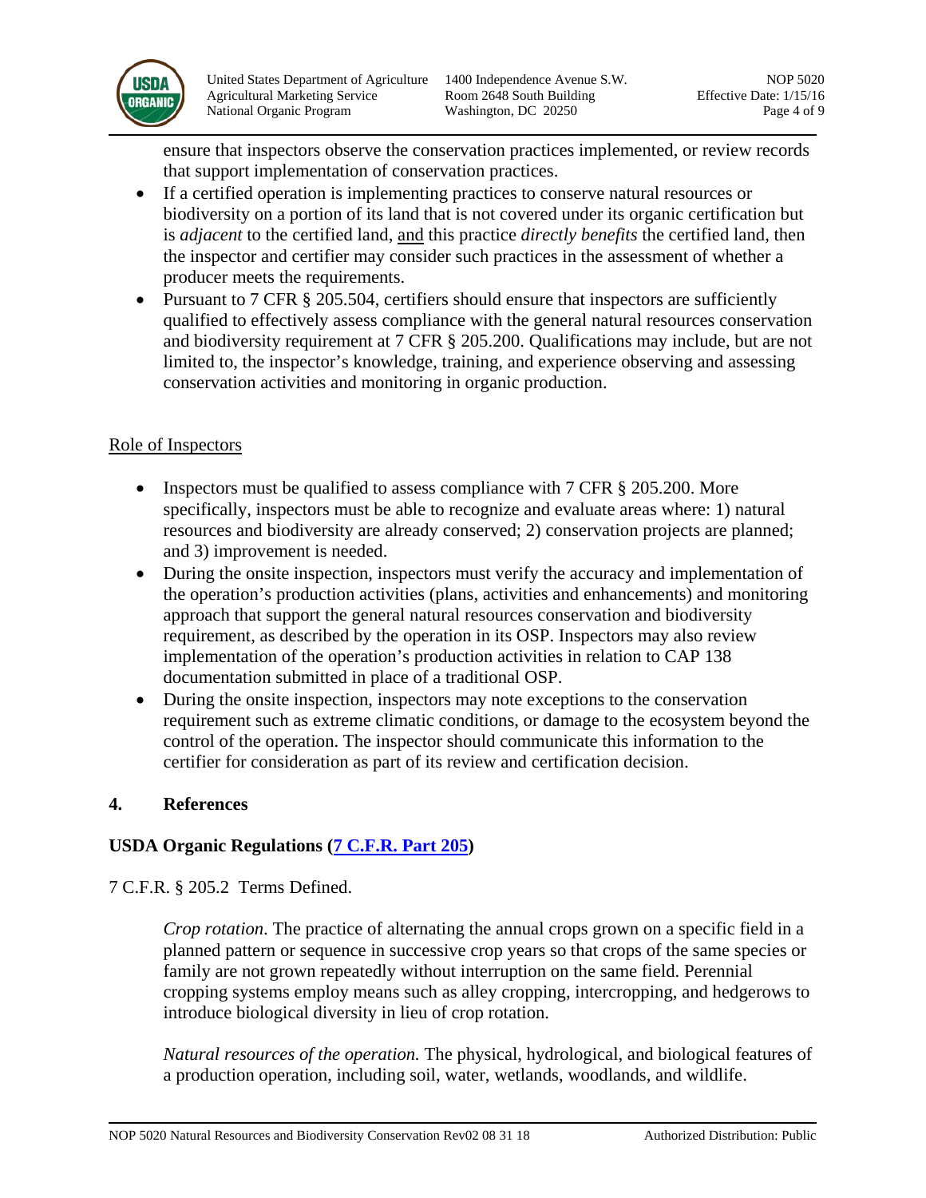ensure that inspectors observe the conservation practices implemented, or review records that support implementation of conservation practices.

- If a certified operation is implementing practices to conserve natural resources or biodiversity on a portion of its land that is not covered under its organic certification but is *adjacent* to the certified land, <u>and</u> this practice *directly benefits* the certified land, then the inspector and certifier may consider such practices in the assessment of whether a producer meets the requirements.
- Pursuant to 7 CFR § 205.504, certifiers should ensure that inspectors are sufficiently qualified to effectively assess compliance with the general natural resources conservation and biodiversity requirement at 7 CFR § 205.200. Qualifications may include, but are not limited to, the inspector's knowledge, training, and experience observing and assessing conservation activities and monitoring in organic production.

<u>Role of Inspectors</u>

- Inspectors must be qualified to assess compliance with 7 CFR § 205.200. More specifically, inspectors must be able to recognize and evaluate areas where: 1) natural resources and biodiversity are already conserved; 2) conservation projects are planned; and 3) improvement is needed.
- During the onsite inspection, inspectors must verify the accuracy and implementation of the operation's production activities (plans, activities and enhancements) and monitoring approach that support the general natural resources conservation and biodiversity requirement, as described by the operation in its OSP. Inspectors may also review implementation of the operation's production activities in relation to CAP 138 documentation submitted in place of a traditional OSP.
- During the onsite inspection, inspectors may note exceptions to the conservation requirement such as extreme climatic conditions, or damage to the ecosystem beyond the control of the operation. The inspector should communicate this information to the certifier for consideration as part of its review and certification decision.

## 4. References

**USDA Organic Regulations ([7 C.F.R. Part 205])**

7 C.F.R. § 205.2 Terms Defined.

> *Crop rotation*. The practice of alternating the annual crops grown on a specific field in a planned pattern or sequence in successive crop years so that crops of the same species or family are not grown repeatedly without interruption on the same field. Perennial cropping systems employ means such as alley cropping, intercropping, and hedgerows to introduce biological diversity in lieu of crop rotation.
>
> *Natural resources of the operation.* The physical, hydrological, and biological features of a production operation, including soil, water, wetlands, woodlands, and wildlife.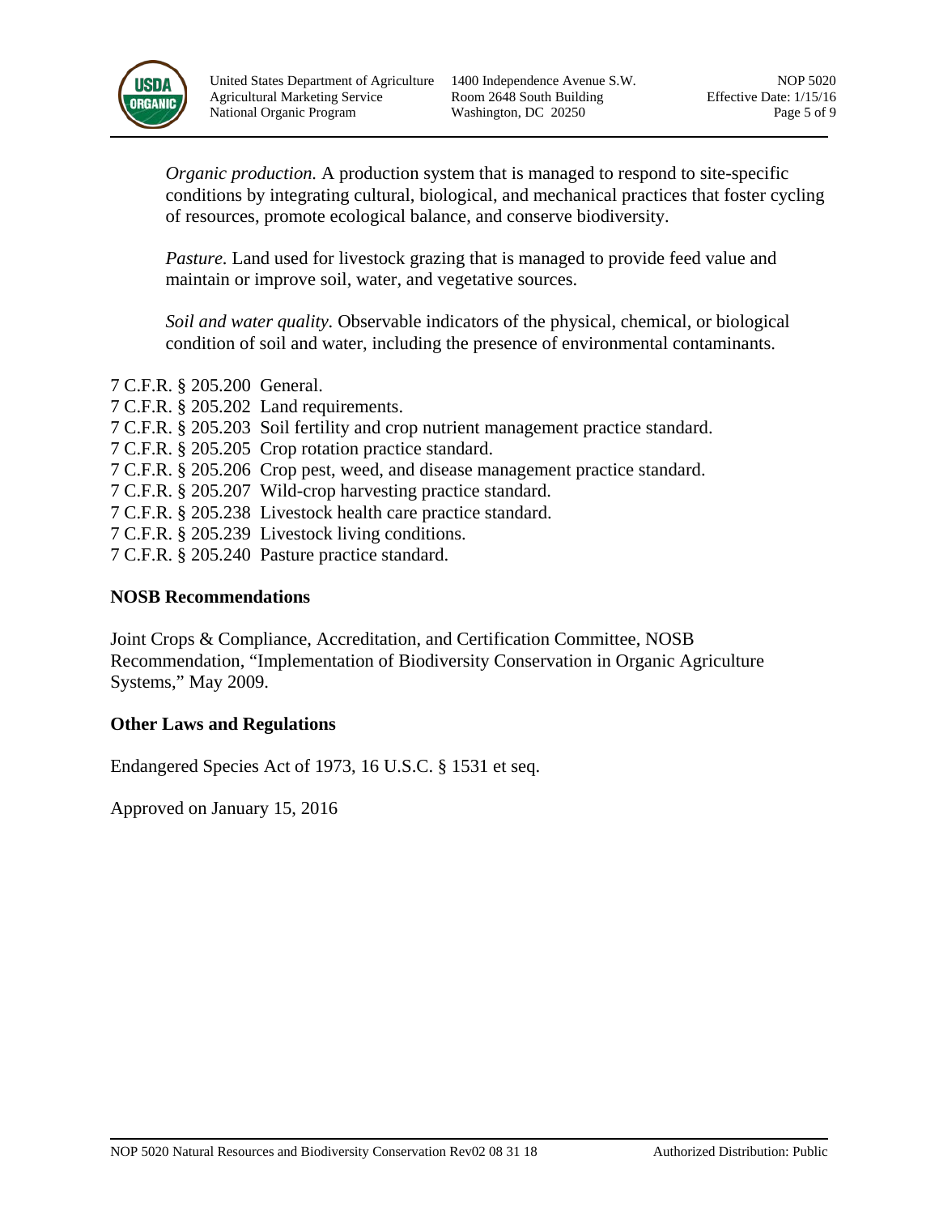*Organic production.* A production system that is managed to respond to site-specific conditions by integrating cultural, biological, and mechanical practices that foster cycling of resources, promote ecological balance, and conserve biodiversity.

*Pasture.* Land used for livestock grazing that is managed to provide feed value and maintain or improve soil, water, and vegetative sources.

*Soil and water quality.* Observable indicators of the physical, chemical, or biological condition of soil and water, including the presence of environmental contaminants.

7 C.F.R. § 205.200 General.
7 C.F.R. § 205.202 Land requirements.
7 C.F.R. § 205.203 Soil fertility and crop nutrient management practice standard.
7 C.F.R. § 205.205 Crop rotation practice standard.
7 C.F.R. § 205.206 Crop pest, weed, and disease management practice standard.
7 C.F.R. § 205.207 Wild-crop harvesting practice standard.
7 C.F.R. § 205.238 Livestock health care practice standard.
7 C.F.R. § 205.239 Livestock living conditions.
7 C.F.R. § 205.240 Pasture practice standard.

**NOSB Recommendations**

Joint Crops & Compliance, Accreditation, and Certification Committee, NOSB Recommendation, "Implementation of Biodiversity Conservation in Organic Agriculture Systems," May 2009.

**Other Laws and Regulations**

Endangered Species Act of 1973, 16 U.S.C. § 1531 et seq.

Approved on January 15, 2016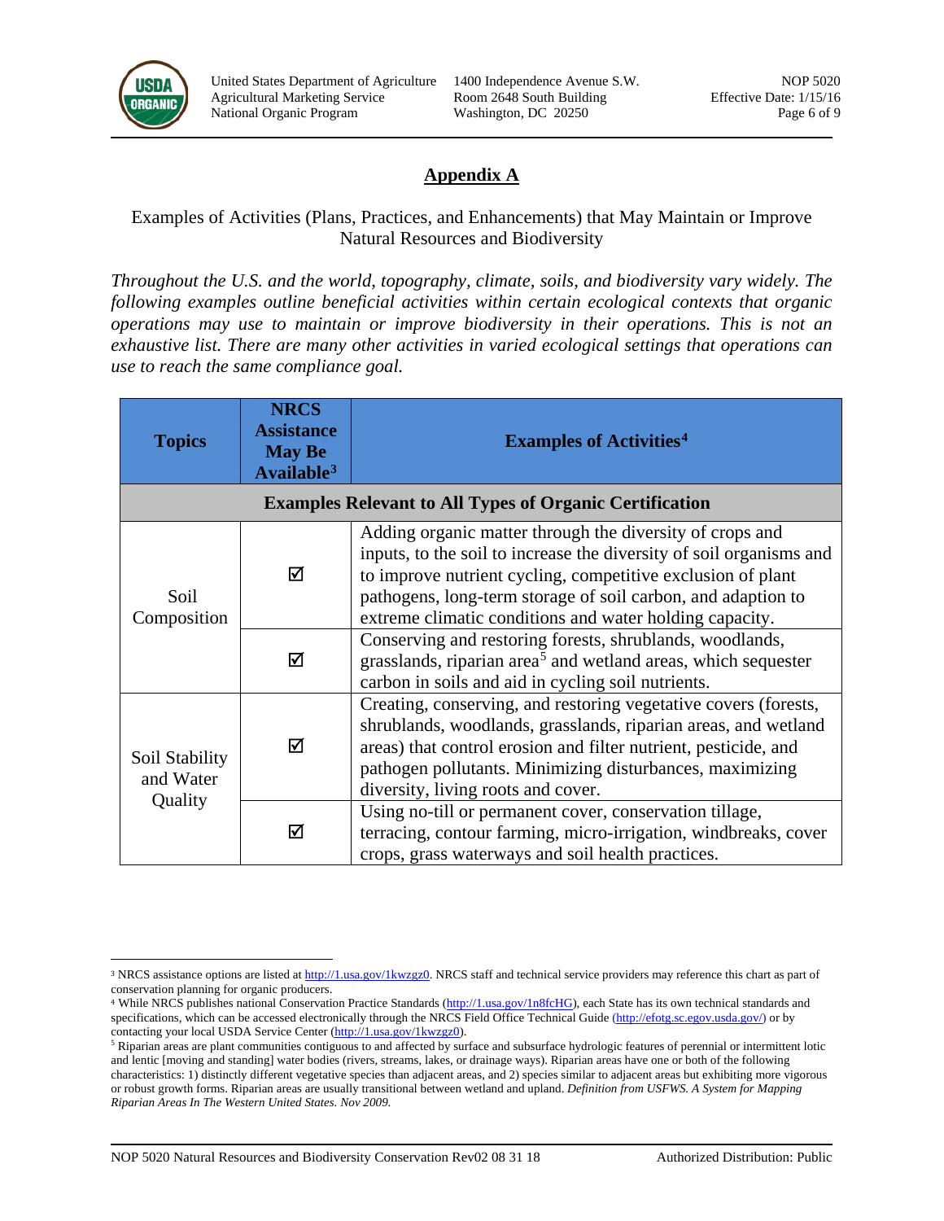## Appendix A

Examples of Activities (Plans, Practices, and Enhancements) that May Maintain or Improve Natural Resources and Biodiversity

*Throughout the U.S. and the world, topography, climate, soils, and biodiversity vary widely. The following examples outline beneficial activities within certain ecological contexts that organic operations may use to maintain or improve biodiversity in their operations. This is not an exhaustive list. There are many other activities in varied ecological settings that operations can use to reach the same compliance goal.*

| Topics | NRCS Assistance May Be Available[3] | Examples of Activities[4] |
|---|---|---|
| **Examples Relevant to All Types of Organic Certification** | | |
| Soil Composition | ☑ | Adding organic matter through the diversity of crops and inputs, to the soil to increase the diversity of soil organisms and to improve nutrient cycling, competitive exclusion of plant pathogens, long-term storage of soil carbon, and adaption to extreme climatic conditions and water holding capacity. |
| | ☑ | Conserving and restoring forests, shrublands, woodlands, grasslands, riparian area[5] and wetland areas, which sequester carbon in soils and aid in cycling soil nutrients. |
| Soil Stability and Water Quality | ☑ | Creating, conserving, and restoring vegetative covers (forests, shrublands, woodlands, grasslands, riparian areas, and wetland areas) that control erosion and filter nutrient, pesticide, and pathogen pollutants. Minimizing disturbances, maximizing diversity, living roots and cover. |
| | ☑ | Using no-till or permanent cover, conservation tillage, terracing, contour farming, micro-irrigation, windbreaks, cover crops, grass waterways and soil health practices. |

[3] NRCS assistance options are listed at http://1.usa.gov/1kwzgz0. NRCS staff and technical service providers may reference this chart as part of conservation planning for organic producers.

[4] While NRCS publishes national Conservation Practice Standards (http://1.usa.gov/1n8fcHG), each State has its own technical standards and specifications, which can be accessed electronically through the NRCS Field Office Technical Guide (http://efotg.sc.egov.usda.gov/) or by contacting your local USDA Service Center (http://1.usa.gov/1kwzgz0).

[5] Riparian areas are plant communities contiguous to and affected by surface and subsurface hydrologic features of perennial or intermittent lotic and lentic [moving and standing] water bodies (rivers, streams, lakes, or drainage ways). Riparian areas have one or both of the following characteristics: 1) distinctly different vegetative species than adjacent areas, and 2) species similar to adjacent areas but exhibiting more vigorous or robust growth forms. Riparian areas are usually transitional between wetland and upland. *Definition from USFWS. A System for Mapping Riparian Areas In The Western United States. Nov 2009.*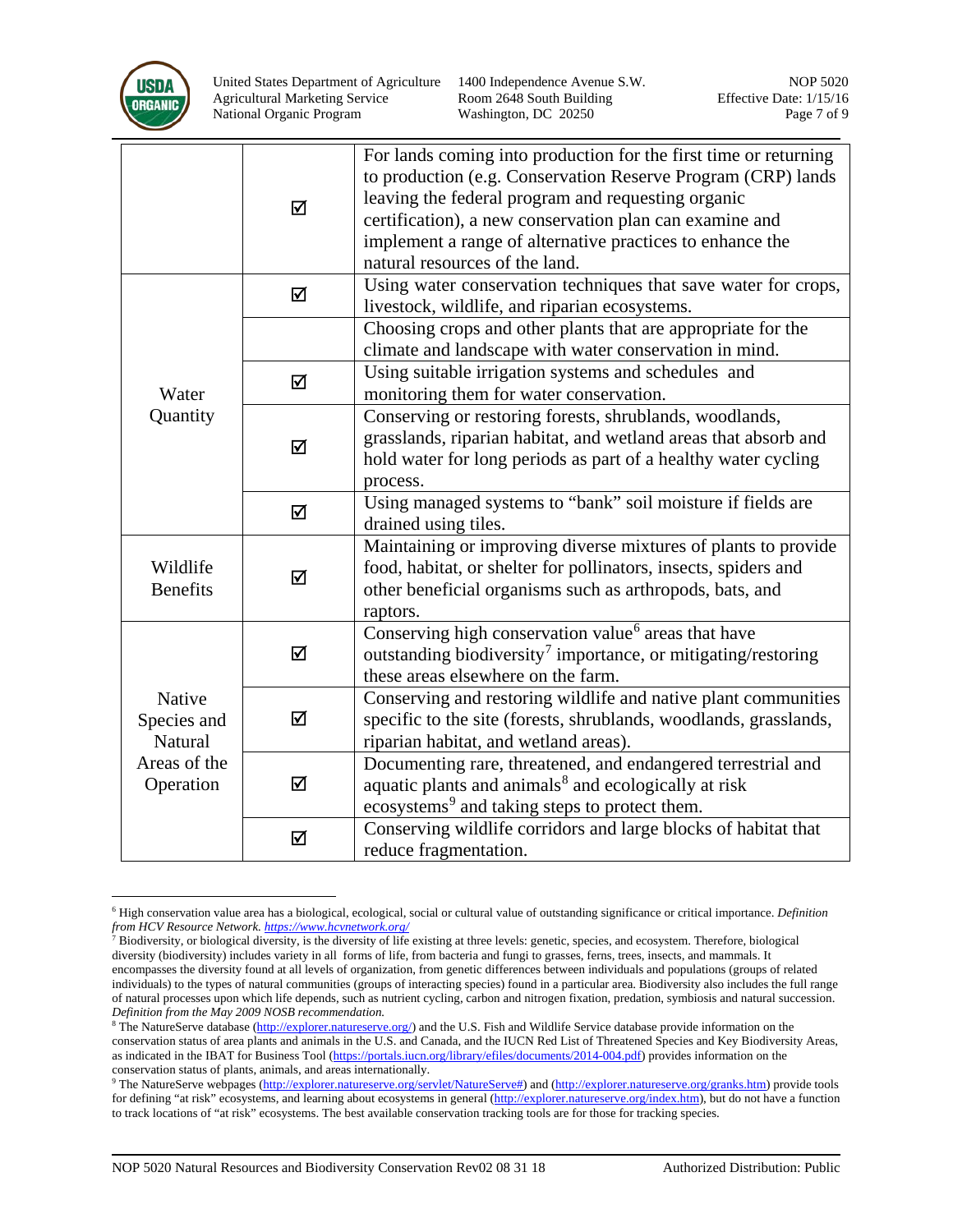| | | |
|---|---|---|
| | ☑ | For lands coming into production for the first time or returning to production (e.g. Conservation Reserve Program (CRP) lands leaving the federal program and requesting organic certification), a new conservation plan can examine and implement a range of alternative practices to enhance the natural resources of the land. |
| Water Quantity | ☑ | Using water conservation techniques that save water for crops, livestock, wildlife, and riparian ecosystems. |
| | | Choosing crops and other plants that are appropriate for the climate and landscape with water conservation in mind. |
| | ☑ | Using suitable irrigation systems and schedules and monitoring them for water conservation. |
| | ☑ | Conserving or restoring forests, shrublands, woodlands, grasslands, riparian habitat, and wetland areas that absorb and hold water for long periods as part of a healthy water cycling process. |
| | ☑ | Using managed systems to "bank" soil moisture if fields are drained using tiles. |
| Wildlife Benefits | ☑ | Maintaining or improving diverse mixtures of plants to provide food, habitat, or shelter for pollinators, insects, spiders and other beneficial organisms such as arthropods, bats, and raptors. |
| Native Species and Natural Areas of the Operation | ☑ | Conserving high conservation value[6] areas that have outstanding biodiversity[7] importance, or mitigating/restoring these areas elsewhere on the farm. |
| | ☑ | Conserving and restoring wildlife and native plant communities specific to the site (forests, shrublands, woodlands, grasslands, riparian habitat, and wetland areas). |
| | ☑ | Documenting rare, threatened, and endangered terrestrial and aquatic plants and animals[8] and ecologically at risk ecosystems[9] and taking steps to protect them. |
| | ☑ | Conserving wildlife corridors and large blocks of habitat that reduce fragmentation. |

[6] High conservation value area has a biological, ecological, social or cultural value of outstanding significance or critical importance. *Definition from HCV Resource Network. https://www.hcvnetwork.org/*

[7] Biodiversity, or biological diversity, is the diversity of life existing at three levels: genetic, species, and ecosystem. Therefore, biological diversity (biodiversity) includes variety in all forms of life, from bacteria and fungi to grasses, ferns, trees, insects, and mammals. It encompasses the diversity found at all levels of organization, from genetic differences between individuals and populations (groups of related individuals) to the types of natural communities (groups of interacting species) found in a particular area. Biodiversity also includes the full range of natural processes upon which life depends, such as nutrient cycling, carbon and nitrogen fixation, predation, symbiosis and natural succession. *Definition from the May 2009 NOSB recommendation.*

[8] The NatureServe database (http://explorer.natureserve.org/) and the U.S. Fish and Wildlife Service database provide information on the conservation status of area plants and animals in the U.S. and Canada, and the IUCN Red List of Threatened Species and Key Biodiversity Areas, as indicated in the IBAT for Business Tool (https://portals.iucn.org/library/efiles/documents/2014-004.pdf) provides information on the conservation status of plants, animals, and areas internationally.

[9] The NatureServe webpages (http://explorer.natureserve.org/servlet/NatureServe#) and (http://explorer.natureserve.org/granks.htm) provide tools for defining "at risk" ecosystems, and learning about ecosystems in general (http://explorer.natureserve.org/index.htm), but do not have a function to track locations of "at risk" ecosystems. The best available conservation tracking tools are for those for tracking species.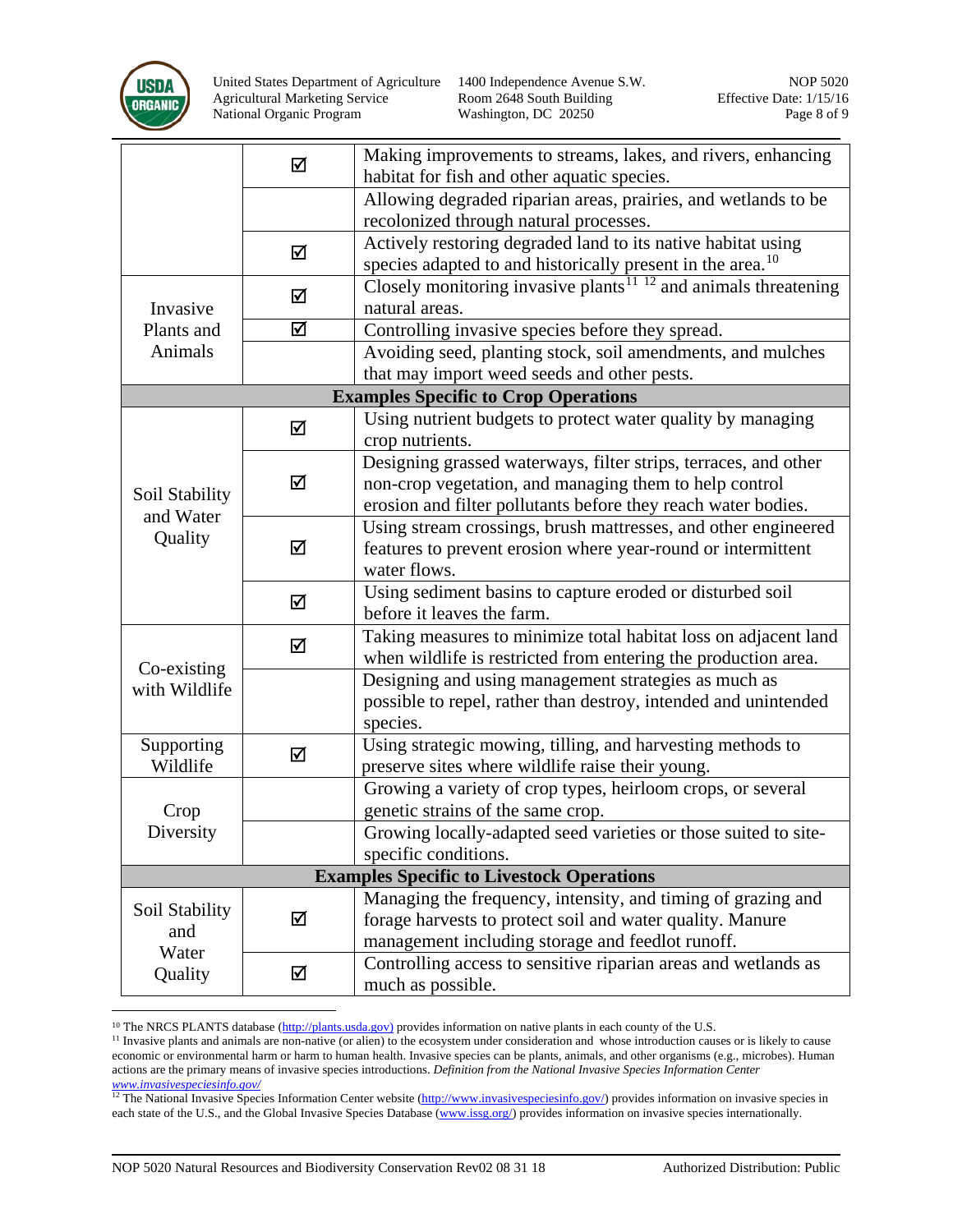| | | |
|---|---|---|
| | ☑ | Making improvements to streams, lakes, and rivers, enhancing habitat for fish and other aquatic species. |
| | | Allowing degraded riparian areas, prairies, and wetlands to be recolonized through natural processes. |
| | ☑ | Actively restoring degraded land to its native habitat using species adapted to and historically present in the area.[10] |
| Invasive Plants and Animals | ☑ | Closely monitoring invasive plants[11] [12] and animals threatening natural areas. |
| | ☑ | Controlling invasive species before they spread. |
| | | Avoiding seed, planting stock, soil amendments, and mulches that may import weed seeds and other pests. |
| **Examples Specific to Crop Operations** | | |
| Soil Stability and Water Quality | ☑ | Using nutrient budgets to protect water quality by managing crop nutrients. |
| | ☑ | Designing grassed waterways, filter strips, terraces, and other non-crop vegetation, and managing them to help control erosion and filter pollutants before they reach water bodies. |
| | ☑ | Using stream crossings, brush mattresses, and other engineered features to prevent erosion where year-round or intermittent water flows. |
| | ☑ | Using sediment basins to capture eroded or disturbed soil before it leaves the farm. |
| Co-existing with Wildlife | ☑ | Taking measures to minimize total habitat loss on adjacent land when wildlife is restricted from entering the production area. |
| | | Designing and using management strategies as much as possible to repel, rather than destroy, intended and unintended species. |
| Supporting Wildlife | ☑ | Using strategic mowing, tilling, and harvesting methods to preserve sites where wildlife raise their young. |
| Crop Diversity | | Growing a variety of crop types, heirloom crops, or several genetic strains of the same crop. |
| | | Growing locally-adapted seed varieties or those suited to site-specific conditions. |
| **Examples Specific to Livestock Operations** | | |
| Soil Stability and Water Quality | ☑ | Managing the frequency, intensity, and timing of grazing and forage harvests to protect soil and water quality. Manure management including storage and feedlot runoff. |
| | ☑ | Controlling access to sensitive riparian areas and wetlands as much as possible. |

[10] The NRCS PLANTS database (http://plants.usda.gov) provides information on native plants in each county of the U.S.

[11] Invasive plants and animals are non-native (or alien) to the ecosystem under consideration and whose introduction causes or is likely to cause economic or environmental harm or harm to human health. Invasive species can be plants, animals, and other organisms (e.g., microbes). Human actions are the primary means of invasive species introductions. *Definition from the National Invasive Species Information Center www.invasivespeciesinfo.gov/*

[12] The National Invasive Species Information Center website (http://www.invasivespeciesinfo.gov/) provides information on invasive species in each state of the U.S., and the Global Invasive Species Database (www.issg.org/) provides information on invasive species internationally.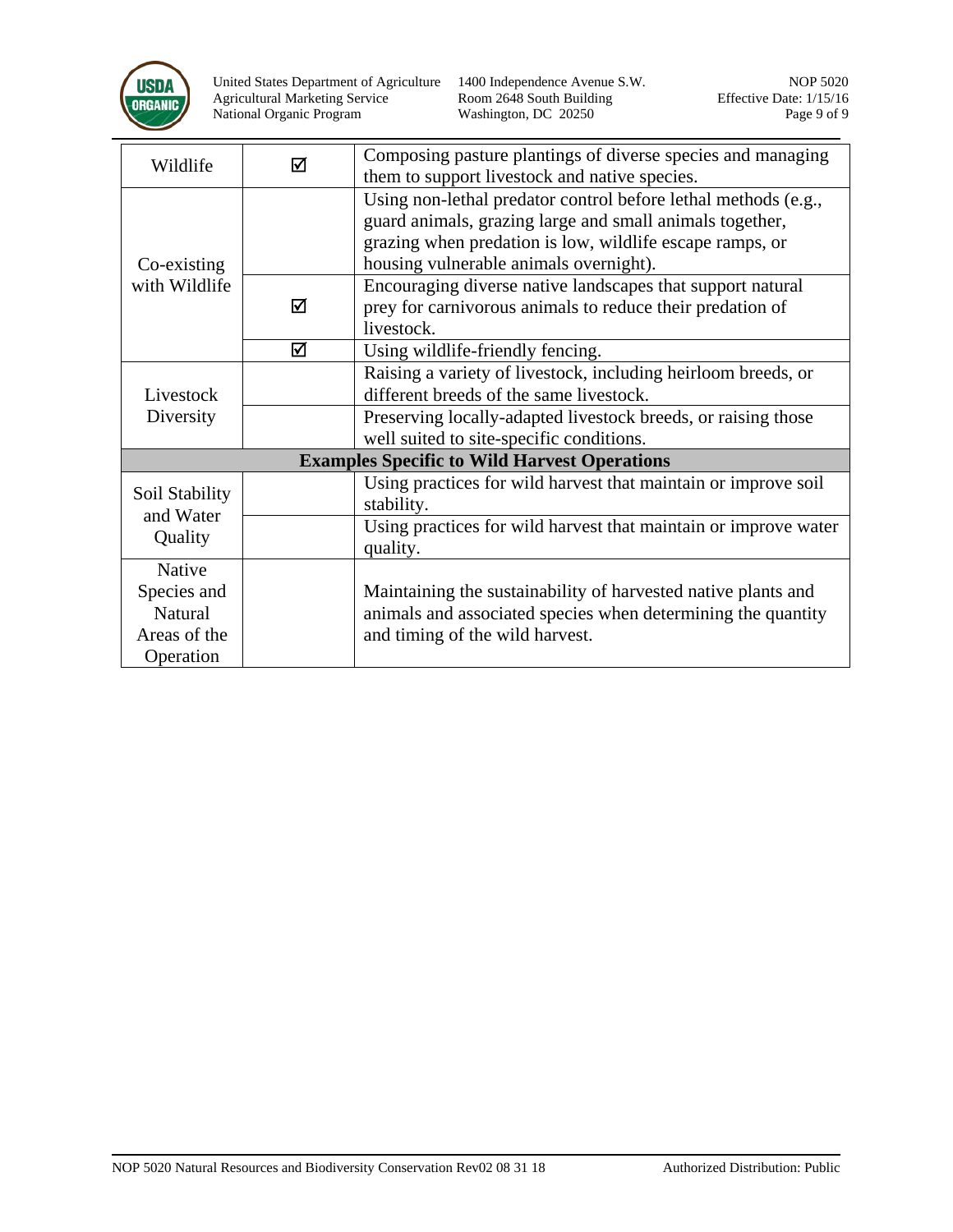| | | |
|---|---|---|
| Wildlife | ☑ | Composing pasture plantings of diverse species and managing them to support livestock and native species. |
| Co-existing with Wildlife | | Using non-lethal predator control before lethal methods (e.g., guard animals, grazing large and small animals together, grazing when predation is low, wildlife escape ramps, or housing vulnerable animals overnight). |
| | ☑ | Encouraging diverse native landscapes that support natural prey for carnivorous animals to reduce their predation of livestock. |
| | ☑ | Using wildlife-friendly fencing. |
| Livestock Diversity | | Raising a variety of livestock, including heirloom breeds, or different breeds of the same livestock. |
| | | Preserving locally-adapted livestock breeds, or raising those well suited to site-specific conditions. |
| **Examples Specific to Wild Harvest Operations** | | |
| Soil Stability and Water Quality | | Using practices for wild harvest that maintain or improve soil stability. |
| | | Using practices for wild harvest that maintain or improve water quality. |
| Native Species and Natural Areas of the Operation | | Maintaining the sustainability of harvested native plants and animals and associated species when determining the quantity and timing of the wild harvest. |